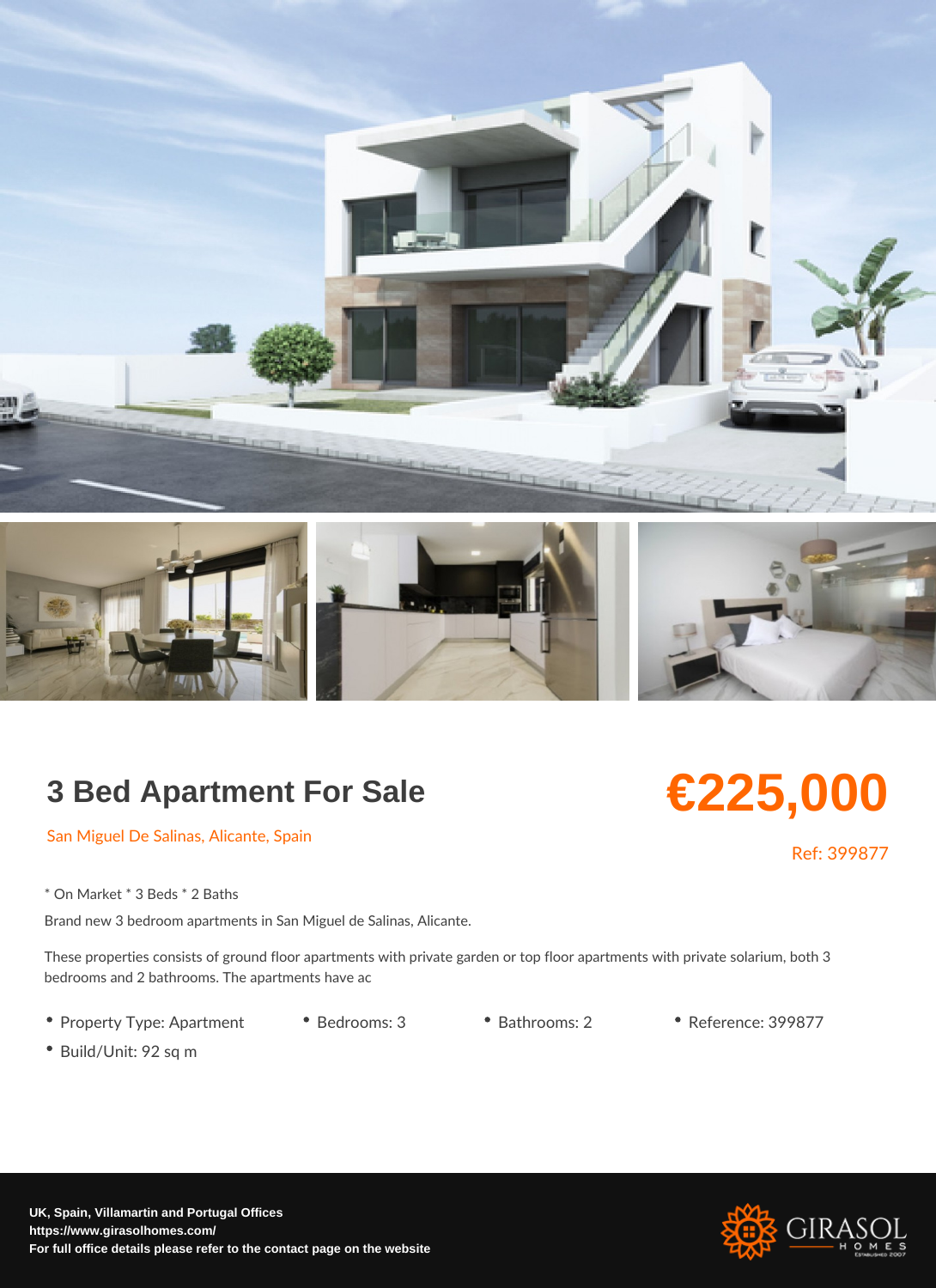# 3 Bed Apartment For Sale

**€225,000**

San Miguel De Salinas, Alicante, Spain

Ref: 399877

* On Market * 3 Beds * 2 Baths

Brand new 3 bedroom apartments in San Miguel de Salinas, Alicante.

These properties consists of ground floor apartments with private garden or top floor apartments with private solarium, both 3 bedrooms and 2 bathrooms. The apartments have ac

- Property Type: Apartment
- Bedrooms: 3
- Bathrooms: 2
- Reference: 399877
- Build/Unit: 92 sq m

**UK, Spain, Villamartin and Portugal Offices**
**https://www.girasolhomes.com/**
**For full office details please refer to the contact page on the website**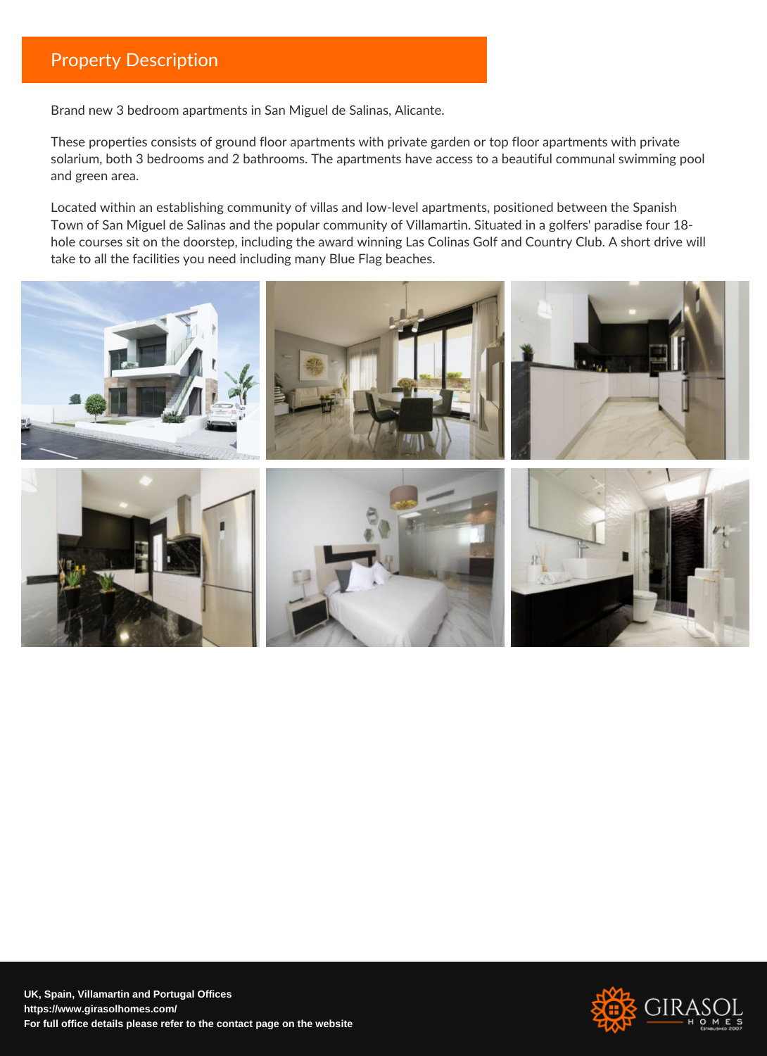## Property Description

Brand new 3 bedroom apartments in San Miguel de Salinas, Alicante.

These properties consists of ground floor apartments with private garden or top floor apartments with private solarium, both 3 bedrooms and 2 bathrooms. The apartments have access to a beautiful communal swimming pool and green area.

Located within an establishing community of villas and low-level apartments, positioned between the Spanish Town of San Miguel de Salinas and the popular community of Villamartin. Situated in a golfers' paradise four 18-hole courses sit on the doorstep, including the award winning Las Colinas Golf and Country Club. A short drive will take to all the facilities you need including many Blue Flag beaches.

**UK, Spain, Villamartin and Portugal Offices**
**https://www.girasolhomes.com/**
**For full office details please refer to the contact page on the website**